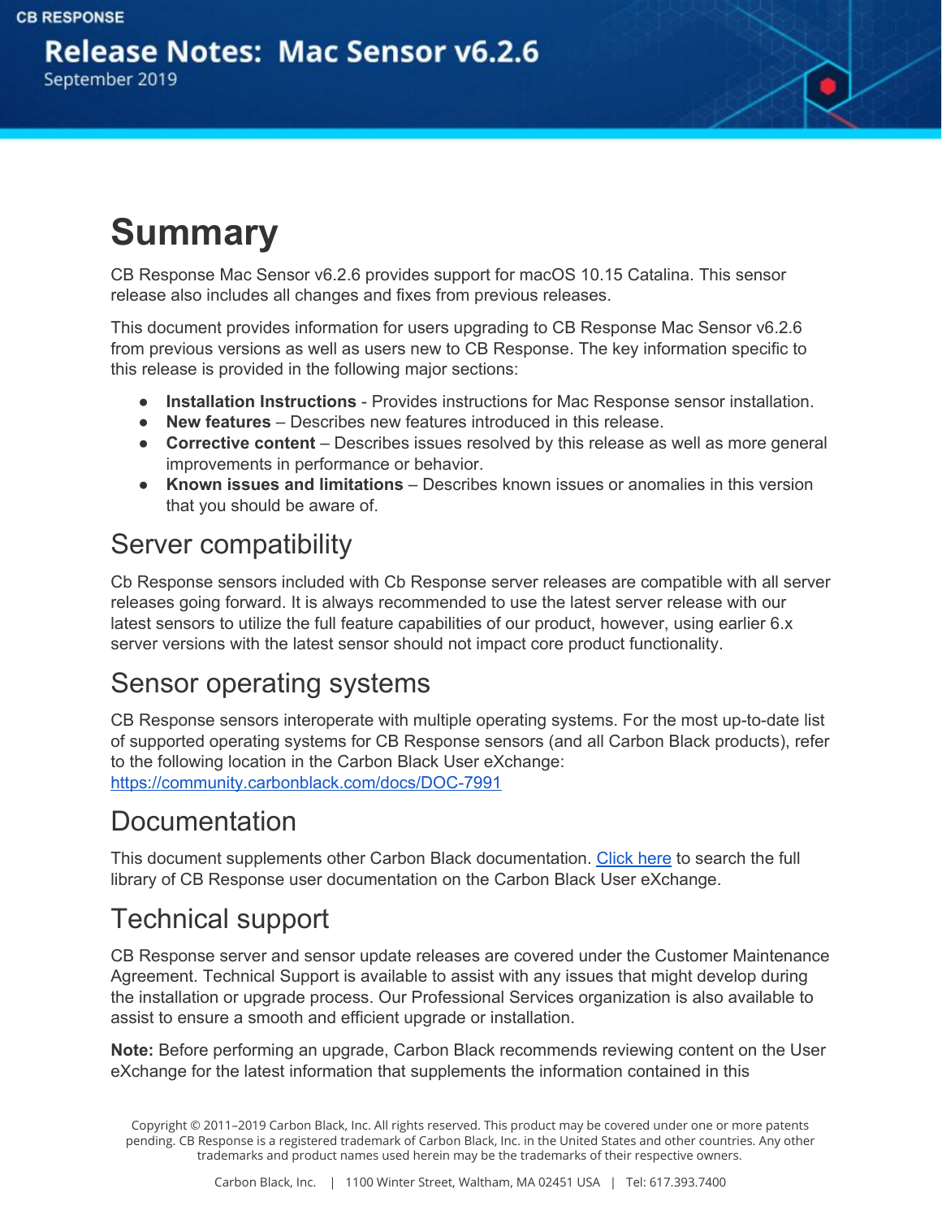CB RESPONSE

# Release Notes: Mac Sensor v6.2.6

September 2019

# Summary

CB Response Mac Sensor v6.2.6 provides support for macOS 10.15 Catalina. This sensor release also includes all changes and fixes from previous releases.

This document provides information for users upgrading to CB Response Mac Sensor v6.2.6 from previous versions as well as users new to CB Response. The key information specific to this release is provided in the following major sections:

- **Installation Instructions** - Provides instructions for Mac Response sensor installation.
- **New features** – Describes new features introduced in this release.
- **Corrective content** – Describes issues resolved by this release as well as more general improvements in performance or behavior.
- **Known issues and limitations** – Describes known issues or anomalies in this version that you should be aware of.

## Server compatibility

Cb Response sensors included with Cb Response server releases are compatible with all server releases going forward. It is always recommended to use the latest server release with our latest sensors to utilize the full feature capabilities of our product, however, using earlier 6.x server versions with the latest sensor should not impact core product functionality.

## Sensor operating systems

CB Response sensors interoperate with multiple operating systems. For the most up-to-date list of supported operating systems for CB Response sensors (and all Carbon Black products), refer to the following location in the Carbon Black User eXchange:
https://community.carbonblack.com/docs/DOC-7991

## Documentation

This document supplements other Carbon Black documentation. Click here to search the full library of CB Response user documentation on the Carbon Black User eXchange.

## Technical support

CB Response server and sensor update releases are covered under the Customer Maintenance Agreement. Technical Support is available to assist with any issues that might develop during the installation or upgrade process. Our Professional Services organization is also available to assist to ensure a smooth and efficient upgrade or installation.

**Note:** Before performing an upgrade, Carbon Black recommends reviewing content on the User eXchange for the latest information that supplements the information contained in this

Copyright © 2011–2019 Carbon Black, Inc. All rights reserved. This product may be covered under one or more patents pending. CB Response is a registered trademark of Carbon Black, Inc. in the United States and other countries. Any other trademarks and product names used herein may be the trademarks of their respective owners.

Carbon Black, Inc. | 1100 Winter Street, Waltham, MA 02451 USA | Tel: 617.393.7400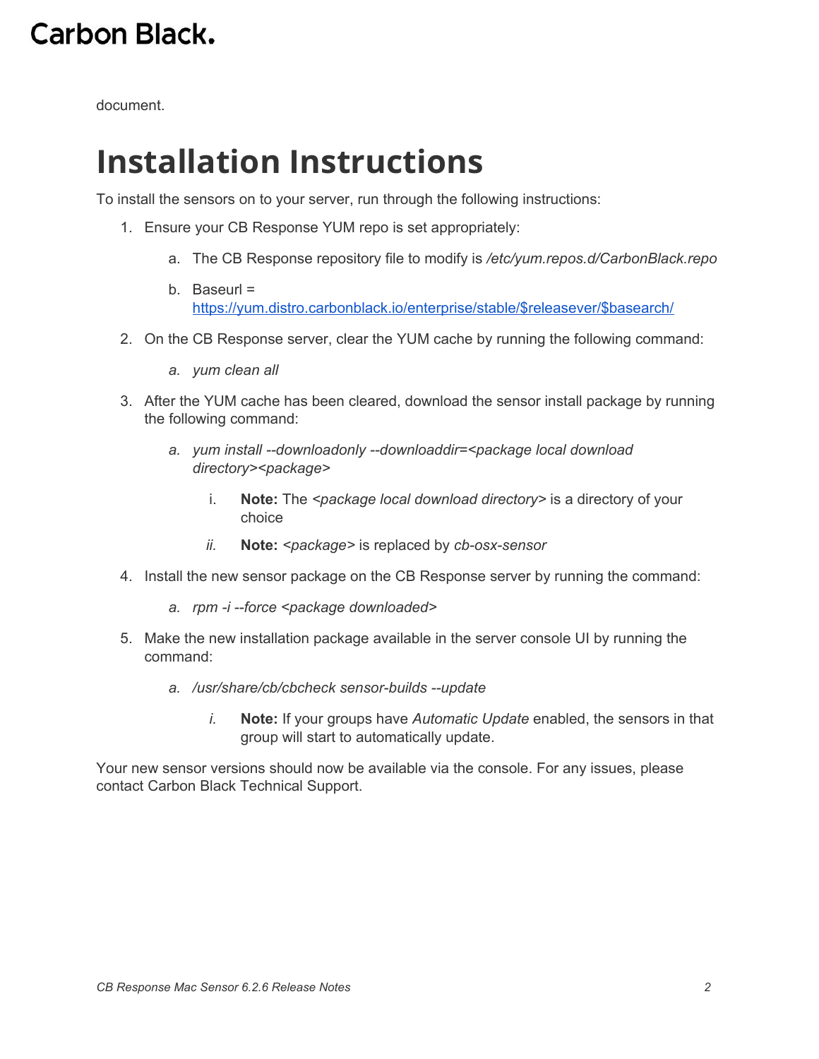document.

# Installation Instructions

To install the sensors on to your server, run through the following instructions:

1. Ensure your CB Response YUM repo is set appropriately:
   a. The CB Response repository file to modify is */etc/yum.repos.d/CarbonBlack.repo*
   b. Baseurl = https://yum.distro.carbonblack.io/enterprise/stable/$releasever/$basearch/
2. On the CB Response server, clear the YUM cache by running the following command:
   a. *yum clean all*
3. After the YUM cache has been cleared, download the sensor install package by running the following command:
   a. *yum install --downloadonly --downloaddir=<package local download directory><package>*
      i. **Note:** The *<package local download directory>* is a directory of your choice
      ii. **Note:** *<package>* is replaced by *cb-osx-sensor*
4. Install the new sensor package on the CB Response server by running the command:
   a. *rpm -i --force <package downloaded>*
5. Make the new installation package available in the server console UI by running the command:
   a. */usr/share/cb/cbcheck sensor-builds --update*
      i. **Note:** If your groups have *Automatic Update* enabled, the sensors in that group will start to automatically update.

Your new sensor versions should now be available via the console. For any issues, please contact Carbon Black Technical Support.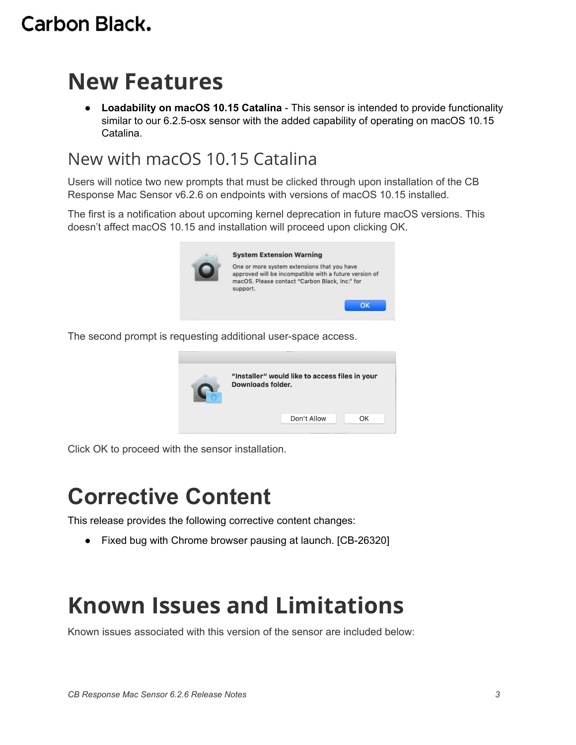# New Features

- **Loadability on macOS 10.15 Catalina** - This sensor is intended to provide functionality similar to our 6.2.5-osx sensor with the added capability of operating on macOS 10.15 Catalina.

## New with macOS 10.15 Catalina

Users will notice two new prompts that must be clicked through upon installation of the CB Response Mac Sensor v6.2.6 on endpoints with versions of macOS 10.15 installed.

The first is a notification about upcoming kernel deprecation in future macOS versions. This doesn't affect macOS 10.15 and installation will proceed upon clicking OK.

The second prompt is requesting additional user-space access.

Click OK to proceed with the sensor installation.

# Corrective Content

This release provides the following corrective content changes:

- Fixed bug with Chrome browser pausing at launch. [CB-26320]

# Known Issues and Limitations

Known issues associated with this version of the sensor are included below: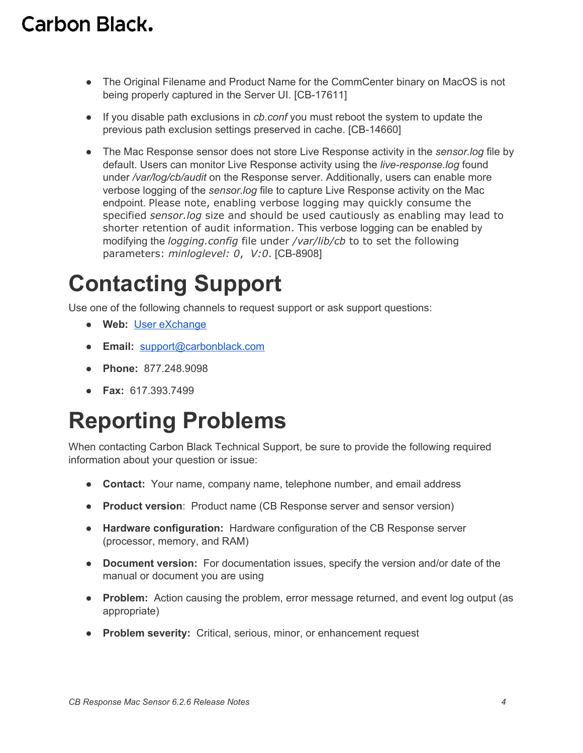- The Original Filename and Product Name for the CommCenter binary on MacOS is not being properly captured in the Server UI. [CB-17611]

- If you disable path exclusions in *cb.conf* you must reboot the system to update the previous path exclusion settings preserved in cache. [CB-14660]

- The Mac Response sensor does not store Live Response activity in the *sensor.log* file by default. Users can monitor Live Response activity using the *live-response.log* found under */var/log/cb/audit* on the Response server. Additionally, users can enable more verbose logging of the *sensor.log* file to capture Live Response activity on the Mac endpoint. Please note, enabling verbose logging may quickly consume the specified *sensor.log* size and should be used cautiously as enabling may lead to shorter retention of audit information. This verbose logging can be enabled by modifying the *logging.config* file under */var/lib/cb* to to set the following parameters: *minloglevel: 0*, *V:0*. [CB-8908]

# Contacting Support

Use one of the following channels to request support or ask support questions:

- **Web:** [User eXchange]()
- **Email:** [support@carbonblack.com](mailto:support@carbonblack.com)
- **Phone:** 877.248.9098
- **Fax:** 617.393.7499

# Reporting Problems

When contacting Carbon Black Technical Support, be sure to provide the following required information about your question or issue:

- **Contact:** Your name, company name, telephone number, and email address
- **Product version**: Product name (CB Response server and sensor version)
- **Hardware configuration:** Hardware configuration of the CB Response server (processor, memory, and RAM)
- **Document version:** For documentation issues, specify the version and/or date of the manual or document you are using
- **Problem:** Action causing the problem, error message returned, and event log output (as appropriate)
- **Problem severity:** Critical, serious, minor, or enhancement request